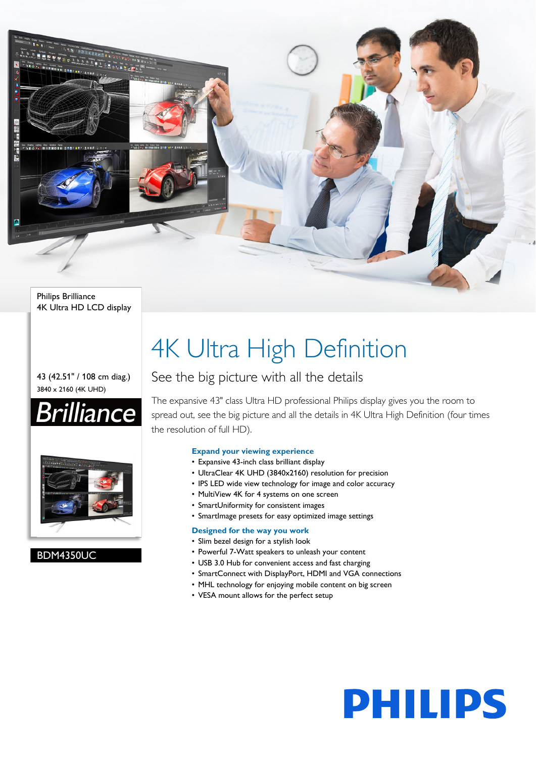Philips Brilliance
4K Ultra HD LCD display

43 (42.51" / 108 cm diag.)
3840 x 2160 (4K UHD)

Brilliance

BDM4350UC

# 4K Ultra High Definition

## See the big picture with all the details

The expansive 43" class Ultra HD professional Philips display gives you the room to spread out, see the big picture and all the details in 4K Ultra High Definition (four times the resolution of full HD).

### Expand your viewing experience

- Expansive 43-inch class brilliant display
- UltraClear 4K UHD (3840x2160) resolution for precision
- IPS LED wide view technology for image and color accuracy
- MultiView 4K for 4 systems on one screen
- SmartUniformity for consistent images
- SmartImage presets for easy optimized image settings

### Designed for the way you work

- Slim bezel design for a stylish look
- Powerful 7-Watt speakers to unleash your content
- USB 3.0 Hub for convenient access and fast charging
- SmartConnect with DisplayPort, HDMI and VGA connections
- MHL technology for enjoying mobile content on big screen
- VESA mount allows for the perfect setup

PHILIPS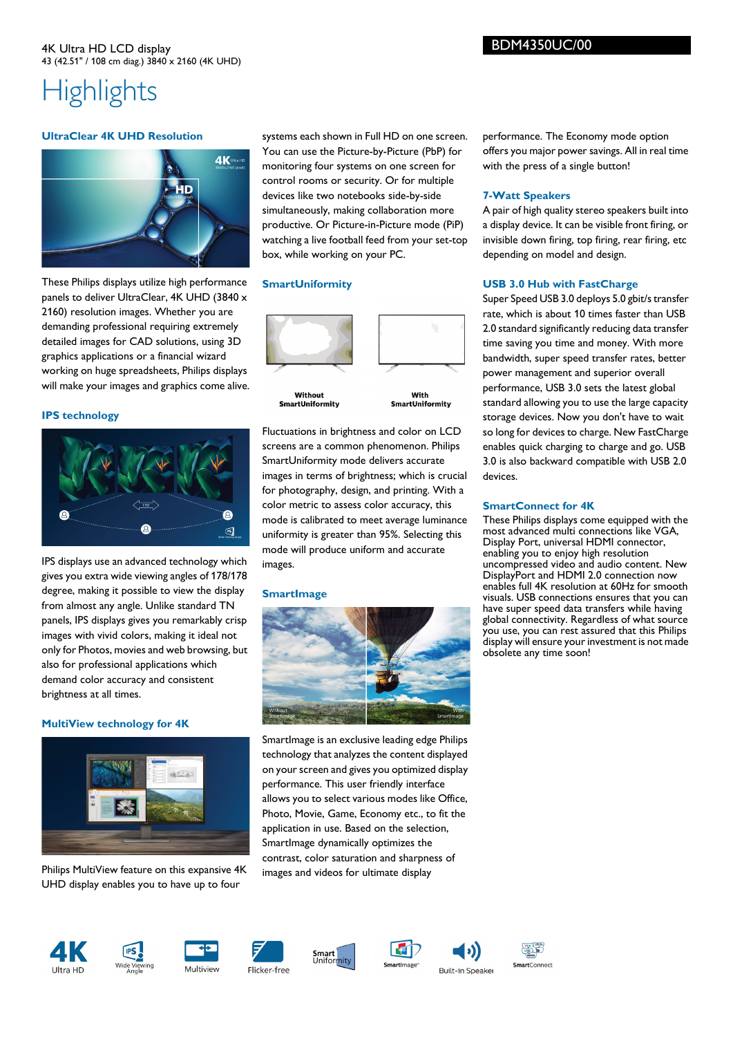4K Ultra HD LCD display
43 (42.51" / 108 cm diag.) 3840 x 2160 (4K UHD)

BDM4350UC/00

# Highlights

### UltraClear 4K UHD Resolution

These Philips displays utilize high performance panels to deliver UltraClear, 4K UHD (3840 x 2160) resolution images. Whether you are demanding professional requiring extremely detailed images for CAD solutions, using 3D graphics applications or a financial wizard working on huge spreadsheets, Philips displays will make your images and graphics come alive.

### IPS technology

IPS displays use an advanced technology which gives you extra wide viewing angles of 178/178 degree, making it possible to view the display from almost any angle. Unlike standard TN panels, IPS displays gives you remarkably crisp images with vivid colors, making it ideal not only for Photos, movies and web browsing, but also for professional applications which demand color accuracy and consistent brightness at all times.

### MultiView technology for 4K

Philips MultiView feature on this expansive 4K UHD display enables you to have up to four systems each shown in Full HD on one screen. You can use the Picture-by-Picture (PbP) for monitoring four systems on one screen for control rooms or security. Or for multiple devices like two notebooks side-by-side simultaneously, making collaboration more productive. Or Picture-in-Picture mode (PiP) watching a live football feed from your set-top box, while working on your PC.

### SmartUniformity

Without SmartUniformity

With SmartUniformity

Fluctuations in brightness and color on LCD screens are a common phenomenon. Philips SmartUniformity mode delivers accurate images in terms of brightness; which is crucial for photography, design, and printing. With a color metric to assess color accuracy, this mode is calibrated to meet average luminance uniformity is greater than 95%. Selecting this mode will produce uniform and accurate images.

### SmartImage

SmartImage is an exclusive leading edge Philips technology that analyzes the content displayed on your screen and gives you optimized display performance. This user friendly interface allows you to select various modes like Office, Photo, Movie, Game, Economy etc., to fit the application in use. Based on the selection, SmartImage dynamically optimizes the contrast, color saturation and sharpness of images and videos for ultimate display performance. The Economy mode option offers you major power savings. All in real time with the press of a single button!

### 7-Watt Speakers

A pair of high quality stereo speakers built into a display device. It can be visible front firing, or invisible down firing, top firing, rear firing, etc depending on model and design.

### USB 3.0 Hub with FastCharge

Super Speed USB 3.0 deploys 5.0 gbit/s transfer rate, which is about 10 times faster than USB 2.0 standard significantly reducing data transfer time saving you time and money. With more bandwidth, super speed transfer rates, better power management and superior overall performance, USB 3.0 sets the latest global standard allowing you to use the large capacity storage devices. Now you don't have to wait so long for devices to charge. New FastCharge enables quick charging to charge and go. USB 3.0 is also backward compatible with USB 2.0 devices.

### SmartConnect for 4K

These Philips displays come equipped with the most advanced multi connections like VGA, Display Port, universal HDMI connector, enabling you to enjoy high resolution uncompressed video and audio content. New DisplayPort and HDMI 2.0 connection now enables full 4K resolution at 60Hz for smooth visuals. USB connections ensures that you can have super speed data transfers while having global connectivity. Regardless of what source you use, you can rest assured that this Philips display will ensure your investment is not made obsolete any time soon!

Ultra HD | Wide Viewing Angle | Multiview | Flicker-free | Smart Uniformity | SmartImage | Built-in Speaker | SmartConnect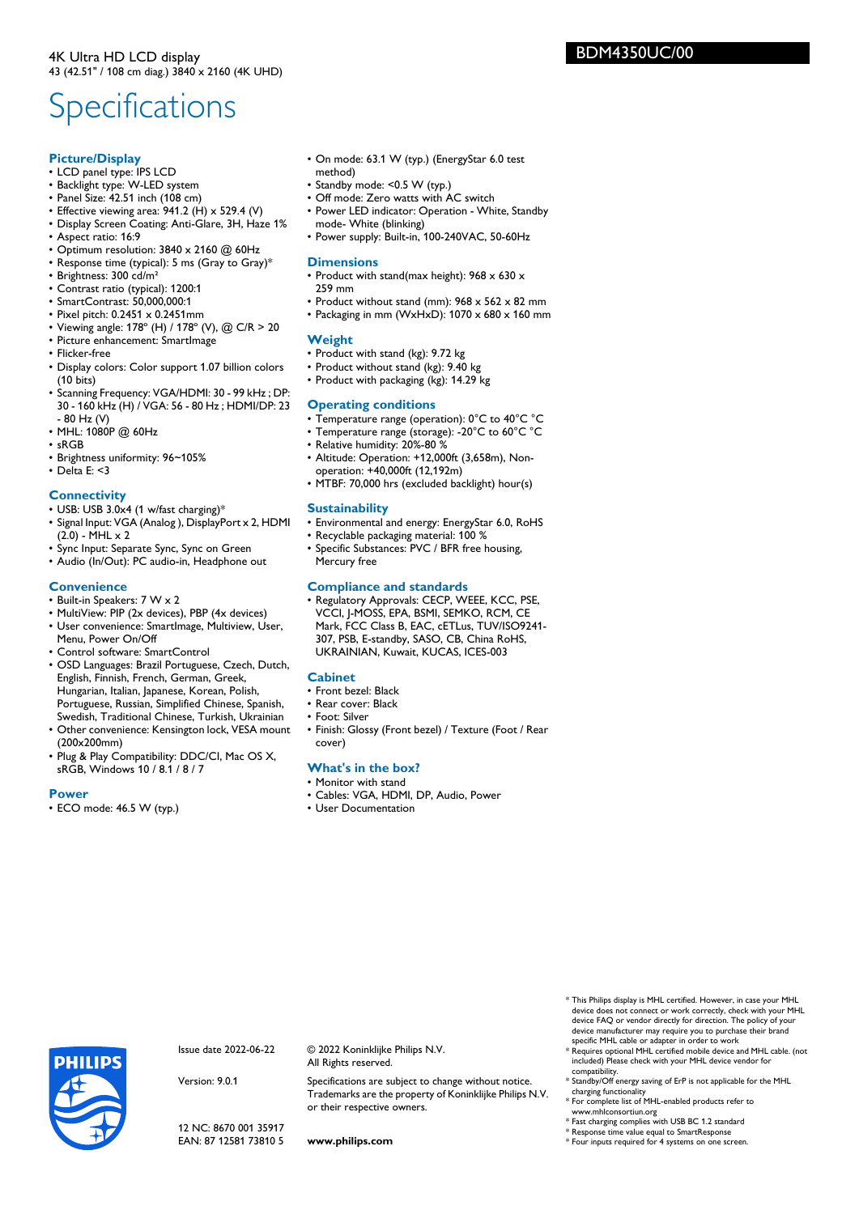BDM4350UC/00

4K Ultra HD LCD display
43 (42.51" / 108 cm diag.) 3840 x 2160 (4K UHD)

# Specifications

## Picture/Display

- LCD panel type: IPS LCD
- Backlight type: W-LED system
- Panel Size: 42.51 inch (108 cm)
- Effective viewing area: 941.2 (H) x 529.4 (V)
- Display Screen Coating: Anti-Glare, 3H, Haze 1%
- Aspect ratio: 16:9
- Optimum resolution: 3840 x 2160 @ 60Hz
- Response time (typical): 5 ms (Gray to Gray)*
- Brightness: 300 cd/m²
- Contrast ratio (typical): 1200:1
- SmartContrast: 50,000,000:1
- Pixel pitch: 0.2451 x 0.2451mm
- Viewing angle: 178º (H) / 178º (V), @ C/R > 20
- Picture enhancement: SmartImage
- Flicker-free
- Display colors: Color support 1.07 billion colors (10 bits)
- Scanning Frequency: VGA/HDMI: 30 - 99 kHz ; DP: 30 - 160 kHz (H) / VGA: 56 - 80 Hz ; HDMI/DP: 23 - 80 Hz (V)
- MHL: 1080P @ 60Hz
- sRGB
- Brightness uniformity: 96~105%
- Delta E: <3

## Connectivity

- USB: USB 3.0x4 (1 w/fast charging)*
- Signal Input: VGA (Analog ), DisplayPort x 2, HDMI (2.0) - MHL x 2
- Sync Input: Separate Sync, Sync on Green
- Audio (In/Out): PC audio-in, Headphone out

## Convenience

- Built-in Speakers: 7 W x 2
- MultiView: PIP (2x devices), PBP (4x devices)
- User convenience: SmartImage, Multiview, User, Menu, Power On/Off
- Control software: SmartControl
- OSD Languages: Brazil Portuguese, Czech, Dutch, English, Finnish, French, German, Greek, Hungarian, Italian, Japanese, Korean, Polish, Portuguese, Russian, Simplified Chinese, Spanish, Swedish, Traditional Chinese, Turkish, Ukrainian
- Other convenience: Kensington lock, VESA mount (200x200mm)
- Plug & Play Compatibility: DDC/CI, Mac OS X, sRGB, Windows 10 / 8.1 / 8 / 7

## Power

- ECO mode: 46.5 W (typ.)
- On mode: 63.1 W (typ.) (EnergyStar 6.0 test method)
- Standby mode: <0.5 W (typ.)
- Off mode: Zero watts with AC switch
- Power LED indicator: Operation - White, Standby mode- White (blinking)
- Power supply: Built-in, 100-240VAC, 50-60Hz

## Dimensions

- Product with stand(max height): 968 x 630 x 259 mm
- Product without stand (mm): 968 x 562 x 82 mm
- Packaging in mm (WxHxD): 1070 x 680 x 160 mm

## Weight

- Product with stand (kg): 9.72 kg
- Product without stand (kg): 9.40 kg
- Product with packaging (kg): 14.29 kg

## Operating conditions

- Temperature range (operation): 0°C to 40°C °C
- Temperature range (storage): -20°C to 60°C °C
- Relative humidity: 20%-80 %
- Altitude: Operation: +12,000ft (3,658m), Non-operation: +40,000ft (12,192m)
- MTBF: 70,000 hrs (excluded backlight) hour(s)

## Sustainability

- Environmental and energy: EnergyStar 6.0, RoHS
- Recyclable packaging material: 100 %
- Specific Substances: PVC / BFR free housing, Mercury free

## Compliance and standards

- Regulatory Approvals: CECP, WEEE, KCC, PSE, VCCI, J-MOSS, EPA, BSMI, SEMKO, RCM, CE Mark, FCC Class B, EAC, cETLus, TUV/ISO9241-307, PSB, E-standby, SASO, CB, China RoHS, UKRAINIAN, Kuwait, KUCAS, ICES-003

## Cabinet

- Front bezel: Black
- Rear cover: Black
- Foot: Silver
- Finish: Glossy (Front bezel) / Texture (Foot / Rear cover)

## What's in the box?

- Monitor with stand
- Cables: VGA, HDMI, DP, Audio, Power
- User Documentation

Issue date 2022-06-22

Version: 9.0.1

12 NC: 8670 001 35917
EAN: 87 12581 73810 5

© 2022 Koninklijke Philips N.V.
All Rights reserved.

Specifications are subject to change without notice. Trademarks are the property of Koninklijke Philips N.V. or their respective owners.

www.philips.com

\* This Philips display is MHL certified. However, in case your MHL device does not connect or work correctly, check with your MHL device FAQ or vendor directly for direction. The policy of your device manufacturer may require you to purchase their brand specific MHL cable or adapter in order to work
\* Requires optional MHL certified mobile device and MHL cable. (not included) Please check with your MHL device vendor for compatibility.
\* Standby/Off energy saving of ErP is not applicable for the MHL charging functionality
\* For complete list of MHL-enabled products refer to www.mhlconsortiun.org
\* Fast charging complies with USB BC 1.2 standard
\* Response time value equal to SmartResponse
\* Four inputs required for 4 systems on one screen.